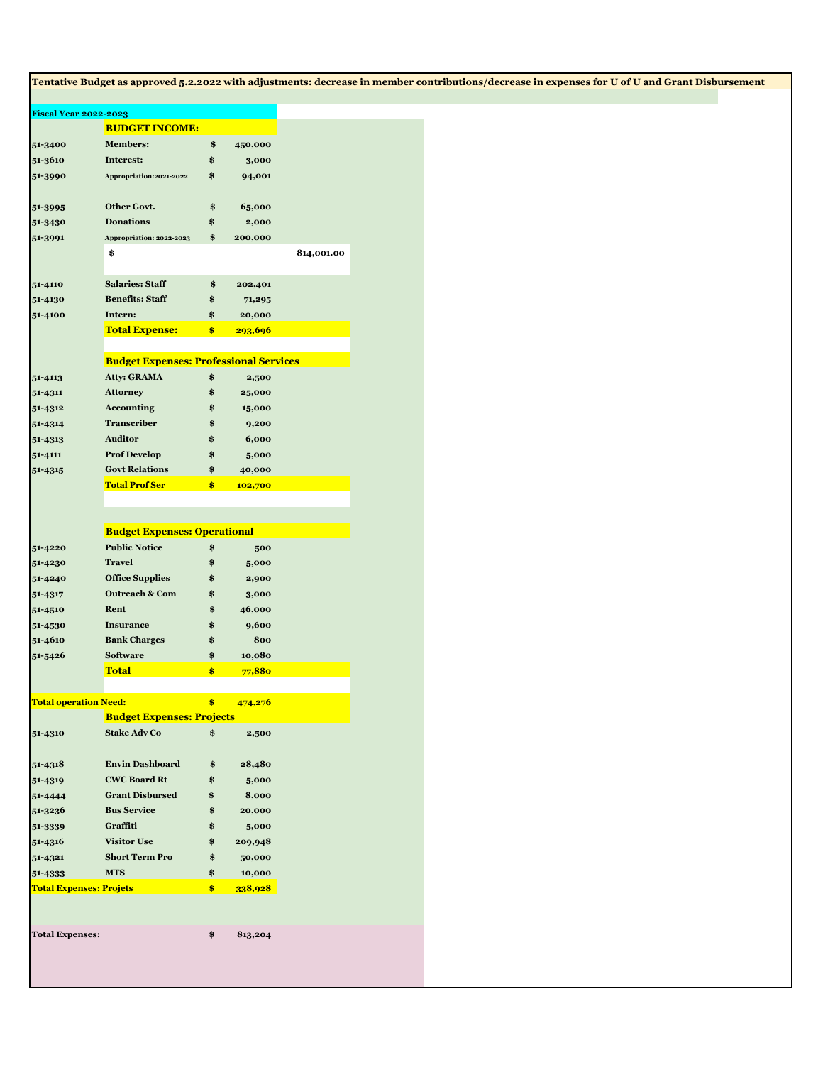**Tentative Budget as approved 5.2.2022 with adjustments: decrease in member contributions/decrease in expenses for U of U and Grant Disbursement**

**Fiscal Year 2022-2023**

| | | | | |
|---|---|---|---|---|
| | **BUDGET INCOME:** | | | |
| 51-3400 | Members: | $ | 450,000 | |
| 51-3610 | Interest: | $ | 3,000 | |
| 51-3990 | Appropriation:2021-2022 | $ | 94,001 | |
| | | | | |
| 51-3995 | Other Govt. | $ | 65,000 | |
| 51-3430 | Donations | $ | 2,000 | |
| 51-3991 | Appropriation: 2022-2023 | $ | 200,000 | |
| | $ | | | 814,001.00 |
| | | | | |
| 51-4110 | Salaries: Staff | $ | 202,401 | |
| 51-4130 | Benefits: Staff | $ | 71,295 | |
| 51-4100 | Intern: | $ | 20,000 | |
| | **Total Expense:** | $ | 293,696 | |
| | | | | |
| | **Budget Expenses: Professional Services** | | | |
| 51-4113 | Atty: GRAMA | $ | 2,500 | |
| 51-4311 | Attorney | $ | 25,000 | |
| 51-4312 | Accounting | $ | 15,000 | |
| 51-4314 | Transcriber | $ | 9,200 | |
| 51-4313 | Auditor | $ | 6,000 | |
| 51-4111 | Prof Develop | $ | 5,000 | |
| 51-4315 | Govt Relations | $ | 40,000 | |
| | **Total Prof Ser** | $ | 102,700 | |
| | | | | |
| | **Budget Expenses: Operational** | | | |
| 51-4220 | Public Notice | $ | 500 | |
| 51-4230 | Travel | $ | 5,000 | |
| 51-4240 | Office Supplies | $ | 2,900 | |
| 51-4317 | Outreach & Com | $ | 3,000 | |
| 51-4510 | Rent | $ | 46,000 | |
| 51-4530 | Insurance | $ | 9,600 | |
| 51-4610 | Bank Charges | $ | 800 | |
| 51-5426 | Software | $ | 10,080 | |
| | **Total** | $ | 77,880 | |
| | | | | |
| **Total operation Need:** | | $ | 474,276 | |
| | **Budget Expenses: Projects** | | | |
| 51-4310 | Stake Adv Co | $ | 2,500 | |
| | | | | |
| 51-4318 | Envin Dashboard | $ | 28,480 | |
| 51-4319 | CWC Board Rt | $ | 5,000 | |
| 51-4444 | Grant Disbursed | $ | 8,000 | |
| 51-3236 | Bus Service | $ | 20,000 | |
| 51-3339 | Graffiti | $ | 5,000 | |
| 51-4316 | Visitor Use | $ | 209,948 | |
| 51-4321 | Short Term Pro | $ | 50,000 | |
| 51-4333 | MTS | $ | 10,000 | |
| **Total Expenses: Projets** | | $ | 338,928 | |
| | | | | |
| **Total Expenses:** | | $ | 813,204 | |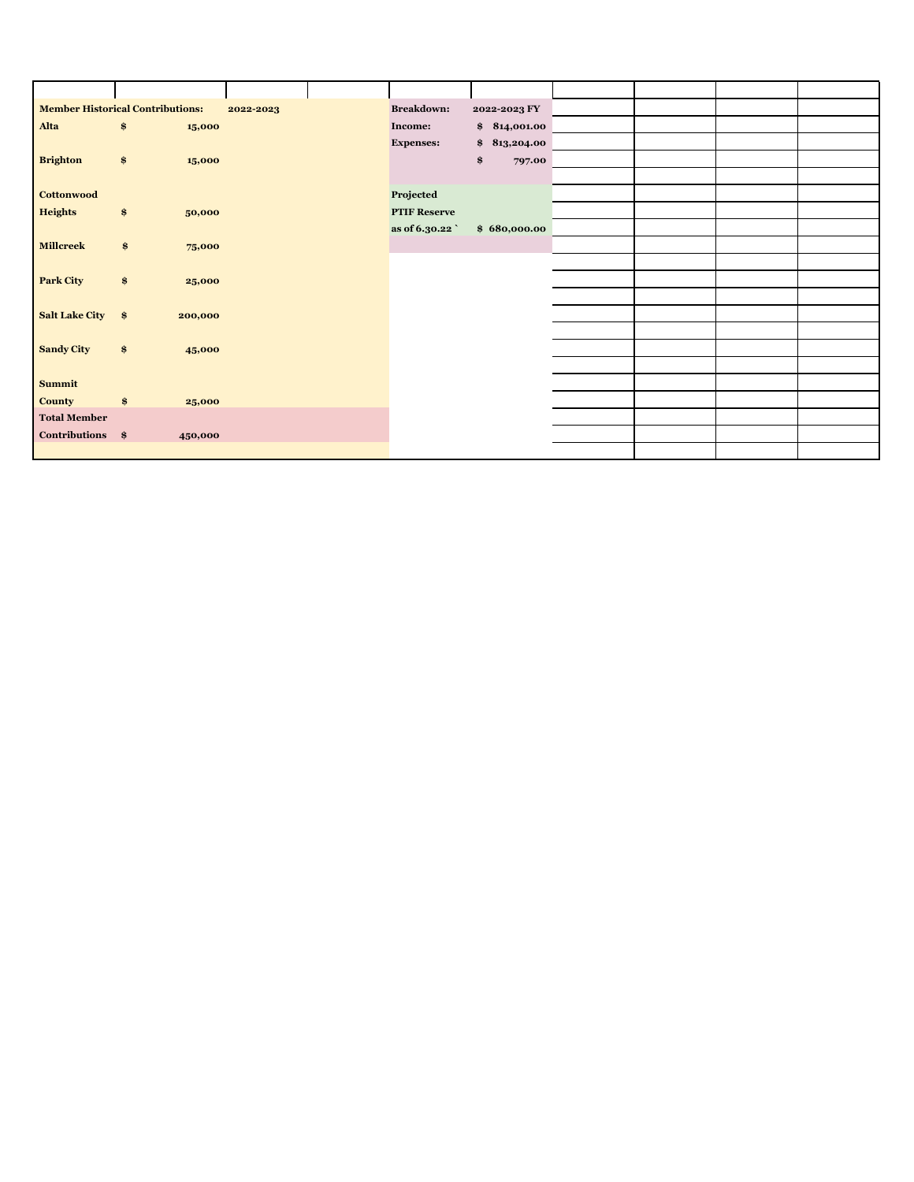| | | | | | |
|---|---|---|---|---|---|
| **Member Historical Contributions:** | | **2022-2023** | | **Breakdown:** | **2022-2023 FY** |
| **Alta** | **$ 15,000** | | | **Income:** | **$ 814,001.00** |
| | | | | **Expenses:** | **$ 813,204.00** |
| **Brighton** | **$ 15,000** | | | | **$ 797.00** |
| | | | | | |
| **Cottonwood** | | | | **Projected** | |
| **Heights** | **$ 50,000** | | | **PTIF Reserve** | |
| | | | | **as of 6.30.22 `** | **$ 680,000.00** |
| **Millcreek** | **$ 75,000** | | | | |
| | | | | | |
| **Park City** | **$ 25,000** | | | | |
| | | | | | |
| **Salt Lake City** | **$ 200,000** | | | | |
| | | | | | |
| **Sandy City** | **$ 45,000** | | | | |
| | | | | | |
| **Summit** | | | | | |
| **County** | **$ 25,000** | | | | |
| **Total Member** | | | | | |
| **Contributions** | **$ 450,000** | | | | |